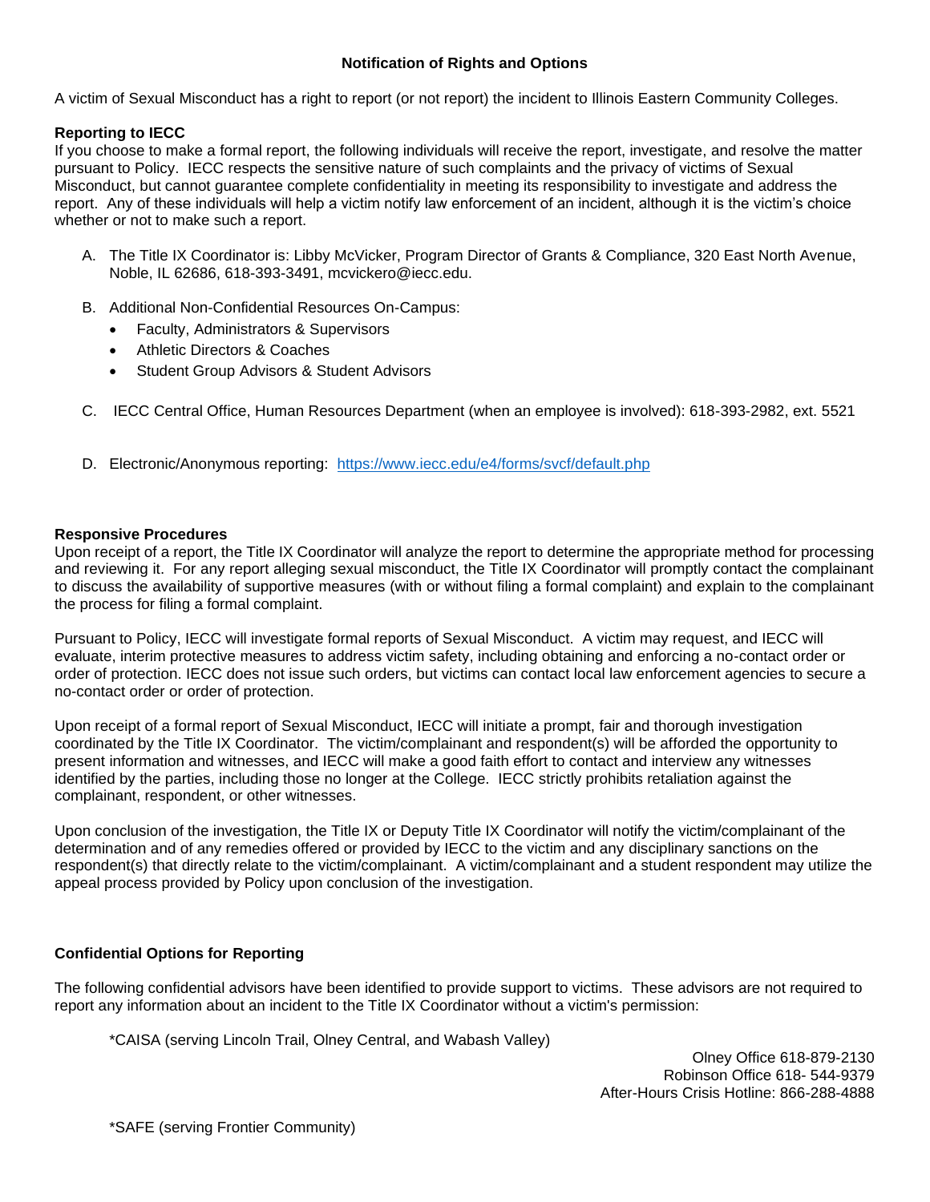## Notification of Rights and Options

A victim of Sexual Misconduct has a right to report (or not report) the incident to Illinois Eastern Community Colleges.

**Reporting to IECC**
If you choose to make a formal report, the following individuals will receive the report, investigate, and resolve the matter pursuant to Policy. IECC respects the sensitive nature of such complaints and the privacy of victims of Sexual Misconduct, but cannot guarantee complete confidentiality in meeting its responsibility to investigate and address the report. Any of these individuals will help a victim notify law enforcement of an incident, although it is the victim's choice whether or not to make such a report.

A. The Title IX Coordinator is: Libby McVicker, Program Director of Grants & Compliance, 320 East North Avenue, Noble, IL 62686, 618-393-3491, mcvickero@iecc.edu.

B. Additional Non-Confidential Resources On-Campus:
   - Faculty, Administrators & Supervisors
   - Athletic Directors & Coaches
   - Student Group Advisors & Student Advisors

C. IECC Central Office, Human Resources Department (when an employee is involved): 618-393-2982, ext. 5521

D. Electronic/Anonymous reporting: https://www.iecc.edu/e4/forms/svcf/default.php

**Responsive Procedures**
Upon receipt of a report, the Title IX Coordinator will analyze the report to determine the appropriate method for processing and reviewing it. For any report alleging sexual misconduct, the Title IX Coordinator will promptly contact the complainant to discuss the availability of supportive measures (with or without filing a formal complaint) and explain to the complainant the process for filing a formal complaint.

Pursuant to Policy, IECC will investigate formal reports of Sexual Misconduct. A victim may request, and IECC will evaluate, interim protective measures to address victim safety, including obtaining and enforcing a no-contact order or order of protection. IECC does not issue such orders, but victims can contact local law enforcement agencies to secure a no-contact order or order of protection.

Upon receipt of a formal report of Sexual Misconduct, IECC will initiate a prompt, fair and thorough investigation coordinated by the Title IX Coordinator. The victim/complainant and respondent(s) will be afforded the opportunity to present information and witnesses, and IECC will make a good faith effort to contact and interview any witnesses identified by the parties, including those no longer at the College. IECC strictly prohibits retaliation against the complainant, respondent, or other witnesses.

Upon conclusion of the investigation, the Title IX or Deputy Title IX Coordinator will notify the victim/complainant of the determination and of any remedies offered or provided by IECC to the victim and any disciplinary sanctions on the respondent(s) that directly relate to the victim/complainant. A victim/complainant and a student respondent may utilize the appeal process provided by Policy upon conclusion of the investigation.

**Confidential Options for Reporting**

The following confidential advisors have been identified to provide support to victims. These advisors are not required to report any information about an incident to the Title IX Coordinator without a victim's permission:

*CAISA (serving Lincoln Trail, Olney Central, and Wabash Valley)

Olney Office 618-879-2130
Robinson Office 618- 544-9379
After-Hours Crisis Hotline: 866-288-4888

*SAFE (serving Frontier Community)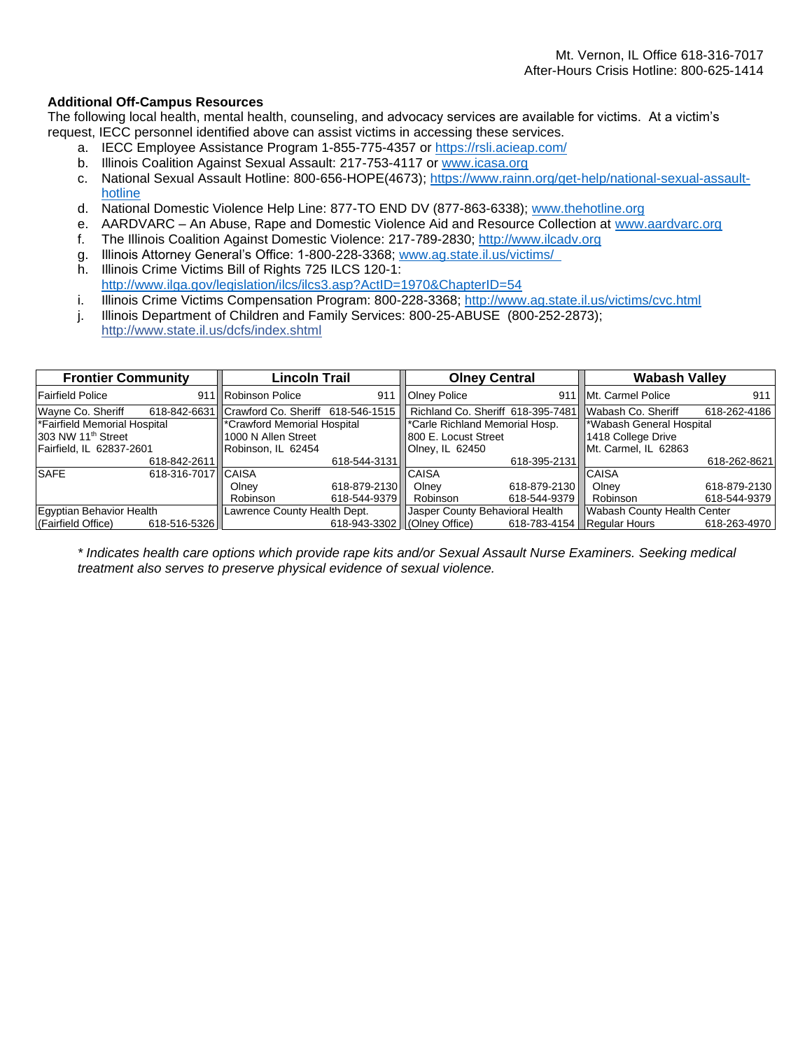Mt. Vernon, IL Office 618-316-7017
After-Hours Crisis Hotline: 800-625-1414

**Additional Off-Campus Resources**

The following local health, mental health, counseling, and advocacy services are available for victims. At a victim's request, IECC personnel identified above can assist victims in accessing these services.

a. IECC Employee Assistance Program 1-855-775-4357 or https://rsli.acieap.com/
b. Illinois Coalition Against Sexual Assault: 217-753-4117 or www.icasa.org
c. National Sexual Assault Hotline: 800-656-HOPE(4673); https://www.rainn.org/get-help/national-sexual-assault-hotline
d. National Domestic Violence Help Line: 877-TO END DV (877-863-6338); www.thehotline.org
e. AARDVARC – An Abuse, Rape and Domestic Violence Aid and Resource Collection at www.aardvarc.org
f. The Illinois Coalition Against Domestic Violence: 217-789-2830; http://www.ilcadv.org
g. Illinois Attorney General's Office: 1-800-228-3368; www.ag.state.il.us/victims/
h. Illinois Crime Victims Bill of Rights 725 ILCS 120-1: http://www.ilga.gov/legislation/ilcs/ilcs3.asp?ActID=1970&ChapterID=54
i. Illinois Crime Victims Compensation Program: 800-228-3368; http://www.ag.state.il.us/victims/cvc.html
j. Illinois Department of Children and Family Services: 800-25-ABUSE (800-252-2873); http://www.state.il.us/dcfs/index.shtml

| Frontier Community | | Lincoln Trail | | Olney Central | | Wabash Valley | |
|---|---|---|---|---|---|---|---|
| Fairfield Police | 911 | Robinson Police | 911 | Olney Police | 911 | Mt. Carmel Police | 911 |
| Wayne Co. Sheriff | 618-842-6631 | Crawford Co. Sheriff | 618-546-1515 | Richland Co. Sheriff | 618-395-7481 | Wabash Co. Sheriff | 618-262-4186 |
| *Fairfield Memorial Hospital<br>303 NW 11th Street<br>Fairfield, IL 62837-2601 | 618-842-2611 | *Crawford Memorial Hospital<br>1000 N Allen Street<br>Robinson, IL 62454 | 618-544-3131 | *Carle Richland Memorial Hosp.<br>800 E. Locust Street<br>Olney, IL 62450 | 618-395-2131 | *Wabash General Hospital<br>1418 College Drive<br>Mt. Carmel, IL 62863 | 618-262-8621 |
| SAFE | 618-316-7017 | CAISA<br>Olney<br>Robinson | <br>618-879-2130<br>618-544-9379 | CAISA<br>Olney<br>Robinson | <br>618-879-2130<br>618-544-9379 | CAISA<br>Olney<br>Robinson | <br>618-879-2130<br>618-544-9379 |
| Egyptian Behavior Health<br>(Fairfield Office) | 618-516-5326 | Lawrence County Health Dept. | 618-943-3302 | Jasper County Behavioral Health<br>(Olney Office) | 618-783-4154 | Wabash County Health Center<br>Regular Hours | 618-263-4970 |

*\* Indicates health care options which provide rape kits and/or Sexual Assault Nurse Examiners. Seeking medical treatment also serves to preserve physical evidence of sexual violence.*